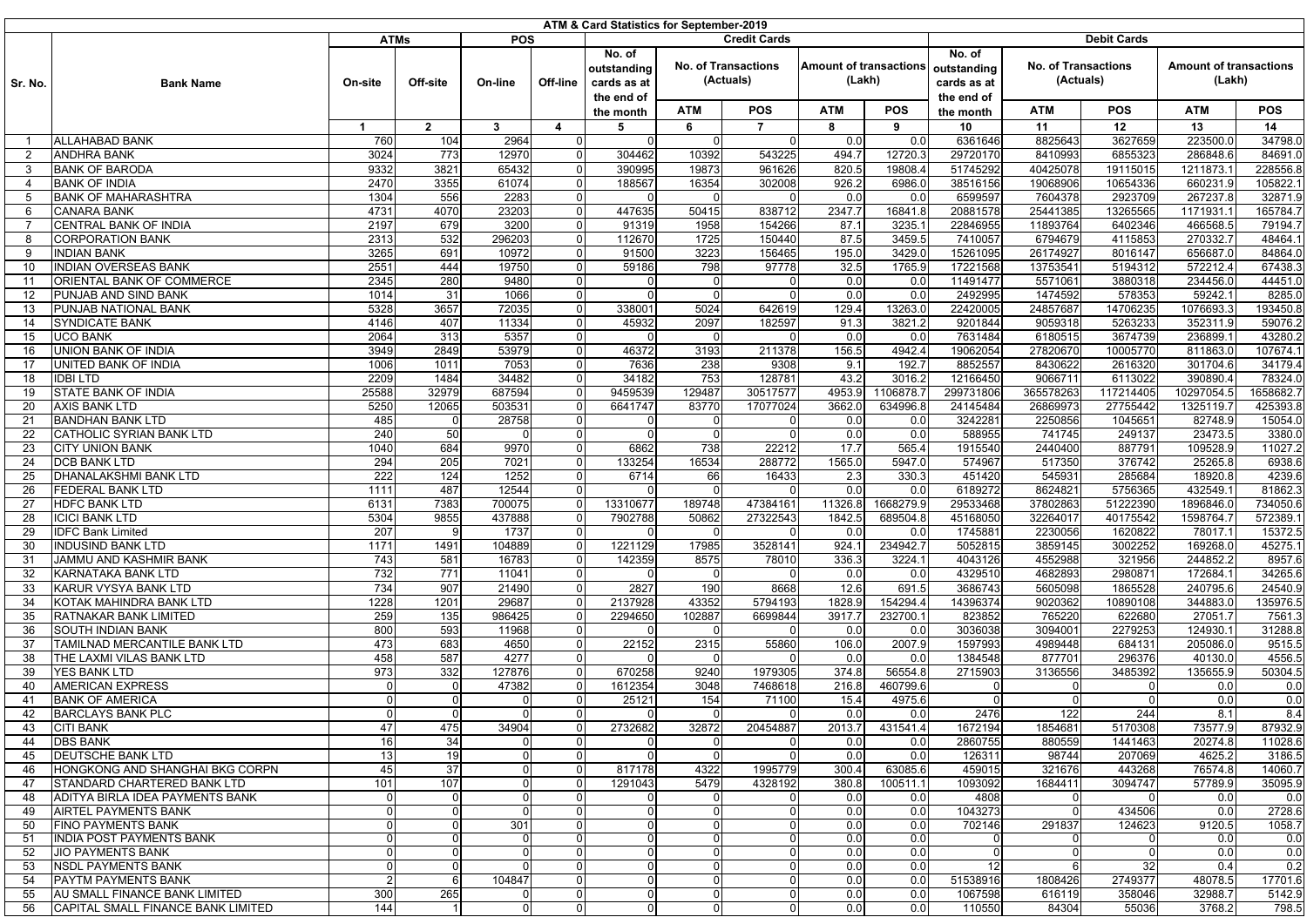# ATM & Card Statistics for September-2019

| Sr. No. | Bank Name | ATMs | | POS | | Credit Cards | | | | | Debit Cards | | | | |
|---|---|---|---|---|---|---|---|---|---|---|---|---|---|---|---|
| | | On-site | Off-site | On-line | Off-line | No. of outstanding cards as at the end of the month | No. of Transactions (Actuals) | | Amount of transactions (Lakh) | | No. of outstanding cards as at the end of the month | No. of Transactions (Actuals) | | Amount of transactions (Lakh) | |
| | | | | | | | ATM | POS | ATM | POS | | ATM | POS | ATM | POS |
| | | 1 | 2 | 3 | 4 | 5 | 6 | 7 | 8 | 9 | 10 | 11 | 12 | 13 | 14 |
| 1 | ALLAHABAD BANK | 760 | 104 | 2964 | 0 | 0 | 0 | 0 | 0.0 | 0.0 | 6361646 | 8825643 | 3627659 | 223500.0 | 34798.0 |
| 2 | ANDHRA BANK | 3024 | 773 | 12970 | 0 | 304462 | 10392 | 543225 | 494.7 | 12720.3 | 29720170 | 8410993 | 6855323 | 286848.6 | 84691.0 |
| 3 | BANK OF BARODA | 9332 | 3821 | 65432 | 0 | 390995 | 19873 | 961626 | 820.5 | 19808.4 | 51745292 | 40425078 | 19115015 | 1211873.1 | 228556.8 |
| 4 | BANK OF INDIA | 2470 | 3355 | 61074 | 0 | 188567 | 16354 | 302008 | 926.2 | 6986.0 | 38516156 | 19068906 | 10654336 | 660231.9 | 105822.1 |
| 5 | BANK OF MAHARASHTRA | 1304 | 556 | 2283 | 0 | 0 | 0 | 0 | 0.0 | 0.0 | 6599597 | 7604378 | 2923709 | 267237.8 | 32871.9 |
| 6 | CANARA BANK | 4731 | 4070 | 23203 | 0 | 447635 | 50415 | 838712 | 2347.7 | 16841.8 | 20881578 | 25441385 | 13265565 | 1171931.1 | 165784.7 |
| 7 | CENTRAL BANK OF INDIA | 2197 | 679 | 3200 | 0 | 91319 | 1958 | 154266 | 87.1 | 3235.1 | 22846955 | 11893764 | 6402346 | 466568.5 | 79194.7 |
| 8 | CORPORATION BANK | 2313 | 532 | 296203 | 0 | 112670 | 1725 | 150440 | 87.5 | 3459.5 | 7410057 | 6794679 | 4115853 | 270332.7 | 48464.1 |
| 9 | INDIAN BANK | 3265 | 691 | 10972 | 0 | 91500 | 3223 | 156465 | 195.0 | 3429.0 | 15261095 | 26174927 | 8016147 | 656687.0 | 84864.0 |
| 10 | INDIAN OVERSEAS BANK | 2551 | 444 | 19750 | 0 | 59186 | 798 | 97778 | 32.5 | 1765.9 | 17221568 | 13753541 | 5194312 | 572212.4 | 67438.3 |
| 11 | ORIENTAL BANK OF COMMERCE | 2345 | 280 | 9480 | 0 | 0 | 0 | 0 | 0.0 | 0.0 | 11491477 | 5571061 | 3880318 | 234456.0 | 44451.0 |
| 12 | PUNJAB AND SIND BANK | 1014 | 31 | 1066 | 0 | 0 | 0 | 0 | 0.0 | 0.0 | 2492995 | 1474592 | 578353 | 59242.1 | 8285.0 |
| 13 | PUNJAB NATIONAL BANK | 5328 | 3657 | 72035 | 0 | 338001 | 5024 | 642619 | 129.4 | 13263.0 | 22420005 | 24857687 | 14706235 | 1076693.3 | 193450.8 |
| 14 | SYNDICATE BANK | 4146 | 407 | 11334 | 0 | 45932 | 2097 | 182597 | 91.3 | 3821.2 | 9201844 | 9059318 | 5263233 | 352311.9 | 59076.2 |
| 15 | UCO BANK | 2064 | 313 | 5357 | 0 | 0 | 0 | 0 | 0.0 | 0.0 | 7631484 | 6180515 | 3674739 | 236899.1 | 43280.2 |
| 16 | UNION BANK OF INDIA | 3949 | 2849 | 53979 | 0 | 46372 | 3193 | 211378 | 156.5 | 4942.4 | 19062054 | 27820670 | 10005770 | 811863.0 | 107674.1 |
| 17 | UNITED BANK OF INDIA | 1006 | 1011 | 7053 | 0 | 7636 | 238 | 9308 | 9.1 | 192.7 | 8852557 | 8430622 | 2616320 | 301704.6 | 34179.4 |
| 18 | IDBI LTD | 2209 | 1484 | 34482 | 0 | 34182 | 753 | 128781 | 43.2 | 3016.2 | 12166450 | 9066711 | 6113022 | 390890.4 | 78324.0 |
| 19 | STATE BANK OF INDIA | 25588 | 32979 | 687594 | 0 | 9459539 | 129487 | 30517577 | 4953.9 | 1106878.7 | 299731806 | 365578263 | 117214405 | 10297054.5 | 1658682.7 |
| 20 | AXIS BANK LTD | 5250 | 12065 | 503531 | 0 | 6641747 | 83770 | 17077024 | 3662.0 | 634996.8 | 24145484 | 26869973 | 27755442 | 1325119.7 | 425393.8 |
| 21 | BANDHAN BANK LTD | 485 | 0 | 28758 | 0 | 0 | 0 | 0 | 0.0 | 0.0 | 3242281 | 2250856 | 1045651 | 82748.9 | 15054.0 |
| 22 | CATHOLIC SYRIAN BANK LTD | 240 | 50 | 0 | 0 | 0 | 0 | 0 | 0.0 | 0.0 | 588955 | 741745 | 249137 | 23473.5 | 3380.0 |
| 23 | CITY UNION BANK | 1040 | 684 | 9970 | 0 | 6862 | 738 | 22212 | 17.7 | 565.4 | 1915540 | 2440400 | 887791 | 109528.9 | 11027.2 |
| 24 | DCB BANK LTD | 294 | 205 | 7021 | 0 | 133254 | 16534 | 288772 | 1565.0 | 5947.0 | 574967 | 517350 | 376742 | 25265.8 | 6938.6 |
| 25 | DHANALAKSHMI BANK LTD | 222 | 124 | 1252 | 0 | 6714 | 66 | 16433 | 2.3 | 330.3 | 451420 | 545931 | 285684 | 18920.8 | 4239.6 |
| 26 | FEDERAL BANK LTD | 1111 | 487 | 12544 | 0 | 0 | 0 | 0 | 0.0 | 0.0 | 6189272 | 8624821 | 5756365 | 432549.1 | 81862.3 |
| 27 | HDFC BANK LTD | 6131 | 7383 | 700075 | 0 | 13310677 | 189748 | 47384161 | 11326.8 | 1668279.9 | 29533468 | 37802863 | 51222390 | 1896846.0 | 734050.6 |
| 28 | ICICI BANK LTD | 5304 | 9855 | 437888 | 0 | 7902788 | 50862 | 27322543 | 1842.5 | 689504.8 | 45168050 | 32264017 | 40175542 | 1598764.7 | 572389.1 |
| 29 | IDFC Bank Limited | 207 | 9 | 1737 | 0 | 0 | 0 | 0 | 0.0 | 0.0 | 1745881 | 2230056 | 1620822 | 78017.1 | 15372.5 |
| 30 | INDUSIND BANK LTD | 1171 | 1491 | 104889 | 0 | 1221129 | 17985 | 3528141 | 924.1 | 234942.7 | 5052815 | 3859145 | 3002252 | 169268.0 | 45275.1 |
| 31 | JAMMU AND KASHMIR BANK | 743 | 581 | 16783 | 0 | 142359 | 8575 | 78010 | 336.3 | 3224.1 | 4043126 | 4552988 | 321956 | 244852.2 | 8957.6 |
| 32 | KARNATAKA BANK LTD | 732 | 771 | 11041 | 0 | 0 | 0 | 0 | 0.0 | 0.0 | 4329510 | 4682893 | 2980871 | 172684.1 | 34265.6 |
| 33 | KARUR VYSYA BANK LTD | 734 | 907 | 21490 | 0 | 2827 | 190 | 8668 | 12.6 | 691.5 | 3686743 | 5605098 | 1865528 | 240795.6 | 24540.9 |
| 34 | KOTAK MAHINDRA BANK LTD | 1228 | 1201 | 29687 | 0 | 2137928 | 43352 | 5794193 | 1828.9 | 154294.4 | 14396374 | 9020362 | 10890108 | 344883.0 | 135976.5 |
| 35 | RATNAKAR BANK LIMITED | 259 | 135 | 986425 | 0 | 2294650 | 102887 | 6699844 | 3917.7 | 232700.1 | 823852 | 765220 | 622680 | 27051.7 | 7561.3 |
| 36 | SOUTH INDIAN BANK | 800 | 593 | 11968 | 0 | 0 | 0 | 0 | 0.0 | 0.0 | 3036038 | 3094001 | 2279253 | 124930.1 | 31288.8 |
| 37 | TAMILNAD MERCANTILE BANK LTD | 473 | 683 | 4650 | 0 | 22152 | 2315 | 55860 | 106.0 | 2007.9 | 1597993 | 4989448 | 684131 | 205086.0 | 9515.5 |
| 38 | THE LAXMI VILAS BANK LTD | 458 | 587 | 4277 | 0 | 0 | 0 | 0 | 0.0 | 0.0 | 1384548 | 877701 | 296376 | 40130.0 | 4556.5 |
| 39 | YES BANK LTD | 973 | 332 | 127876 | 0 | 670258 | 9240 | 1979305 | 374.8 | 56554.8 | 2715903 | 3136556 | 3485392 | 135655.9 | 50304.5 |
| 40 | AMERICAN EXPRESS | 0 | 0 | 47382 | 0 | 1612354 | 3048 | 7468618 | 216.8 | 460799.6 | 0 | 0 | 0 | 0.0 | 0.0 |
| 41 | BANK OF AMERICA | 0 | 0 | 0 | 0 | 25121 | 154 | 71100 | 15.4 | 4975.6 | 0 | 0 | 0 | 0.0 | 0.0 |
| 42 | BARCLAYS BANK PLC | 0 | 0 | 0 | 0 | 0 | 0 | 0 | 0.0 | 0.0 | 2476 | 122 | 244 | 8.1 | 8.4 |
| 43 | CITI BANK | 47 | 475 | 34904 | 0 | 2732682 | 32872 | 20454887 | 2013.7 | 431541.4 | 1672194 | 1854681 | 5170308 | 73577.9 | 87932.9 |
| 44 | DBS BANK | 16 | 34 | 0 | 0 | 0 | 0 | 0 | 0.0 | 0.0 | 2860755 | 880559 | 1441463 | 20274.8 | 11028.6 |
| 45 | DEUTSCHE BANK LTD | 13 | 19 | 0 | 0 | 0 | 0 | 0 | 0.0 | 0.0 | 126311 | 98744 | 207069 | 4625.2 | 3186.5 |
| 46 | HONGKONG AND SHANGHAI BKG CORPN | 45 | 37 | 0 | 0 | 817178 | 4322 | 1995779 | 300.4 | 63085.6 | 459015 | 321676 | 443268 | 76574.8 | 14060.7 |
| 47 | STANDARD CHARTERED BANK LTD | 101 | 107 | 0 | 0 | 1291043 | 5479 | 4328192 | 380.8 | 100511.1 | 1093092 | 1684411 | 3094747 | 57789.9 | 35095.9 |
| 48 | ADITYA BIRLA IDEA PAYMENTS BANK | 0 | 0 | 0 | 0 | 0 | 0 | 0 | 0.0 | 0.0 | 4808 | 0 | 0 | 0.0 | 0.0 |
| 49 | AIRTEL PAYMENTS BANK | 0 | 0 | 0 | 0 | 0 | 0 | 0 | 0.0 | 0.0 | 1043273 | 0 | 434506 | 0.0 | 2728.6 |
| 50 | FINO PAYMENTS BANK | 0 | 0 | 301 | 0 | 0 | 0 | 0 | 0.0 | 0.0 | 702146 | 291837 | 124623 | 9120.5 | 1058.7 |
| 51 | INDIA POST PAYMENTS BANK | 0 | 0 | 0 | 0 | 0 | 0 | 0 | 0.0 | 0.0 | 0 | 0 | 0 | 0.0 | 0.0 |
| 52 | JIO PAYMENTS BANK | 0 | 0 | 0 | 0 | 0 | 0 | 0 | 0.0 | 0.0 | 0 | 0 | 0 | 0.0 | 0.0 |
| 53 | NSDL PAYMENTS BANK | 0 | 0 | 0 | 0 | 0 | 0 | 0 | 0.0 | 0.0 | 12 | 6 | 32 | 0.4 | 0.2 |
| 54 | PAYTM PAYMENTS BANK | 2 | 6 | 104847 | 0 | 0 | 0 | 0 | 0.0 | 0.0 | 51538916 | 1808426 | 2749377 | 48078.5 | 17701.6 |
| 55 | AU SMALL FINANCE BANK LIMITED | 300 | 265 | 0 | 0 | 0 | 0 | 0 | 0.0 | 0.0 | 1067598 | 616119 | 358046 | 32988.7 | 5142.9 |
| 56 | CAPITAL SMALL FINANCE BANK LIMITED | 144 | 1 | 0 | 0 | 0 | 0 | 0 | 0.0 | 0.0 | 110550 | 84304 | 55036 | 3768.2 | 798.5 |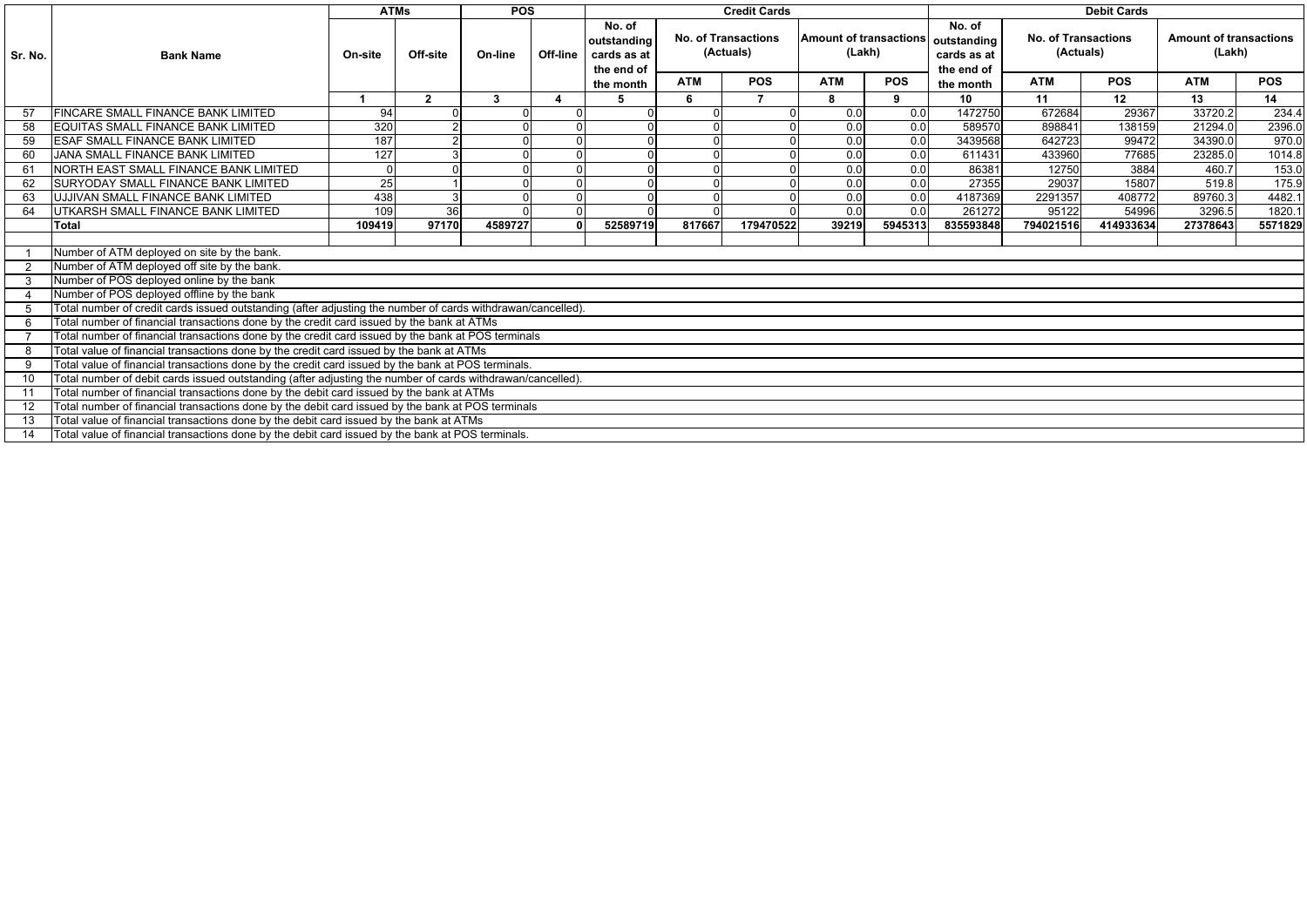| Sr. No. | Bank Name | ATMs | | POS | | Credit Cards | | | | | Debit Cards | | | | |
|---|---|---|---|---|---|---|---|---|---|---|---|---|---|---|---|
| | | On-site | Off-site | On-line | Off-line | No. of outstanding cards as at the end of the month | No. of Transactions (Actuals) | | Amount of transactions (Lakh) | | No. of outstanding cards as at the end of the month | No. of Transactions (Actuals) | | Amount of transactions (Lakh) | |
| | | | | | | | ATM | POS | ATM | POS | | ATM | POS | ATM | POS |
| | | 1 | 2 | 3 | 4 | 5 | 6 | 7 | 8 | 9 | 10 | 11 | 12 | 13 | 14 |
| 57 | FINCARE SMALL FINANCE BANK LIMITED | 94 | 0 | 0 | 0 | 0 | 0 | 0 | 0.0 | 0.0 | 1472750 | 672684 | 29367 | 33720.2 | 234.4 |
| 58 | EQUITAS SMALL FINANCE BANK LIMITED | 320 | 2 | 0 | 0 | 0 | 0 | 0 | 0.0 | 0.0 | 589570 | 898841 | 138159 | 21294.0 | 2396.0 |
| 59 | ESAF SMALL FINANCE BANK LIMITED | 187 | 2 | 0 | 0 | 0 | 0 | 0 | 0.0 | 0.0 | 3439568 | 642723 | 99472 | 34390.0 | 970.0 |
| 60 | JANA SMALL FINANCE BANK LIMITED | 127 | 3 | 0 | 0 | 0 | 0 | 0 | 0.0 | 0.0 | 611431 | 433960 | 77685 | 23285.0 | 1014.8 |
| 61 | NORTH EAST SMALL FINANCE BANK LIMITED | 0 | 0 | 0 | 0 | 0 | 0 | 0 | 0.0 | 0.0 | 86381 | 12750 | 3884 | 460.7 | 153.0 |
| 62 | SURYODAY SMALL FINANCE BANK LIMITED | 25 | 1 | 0 | 0 | 0 | 0 | 0 | 0.0 | 0.0 | 27355 | 29037 | 15807 | 519.8 | 175.9 |
| 63 | UJJIVAN SMALL FINANCE BANK LIMITED | 438 | 3 | 0 | 0 | 0 | 0 | 0 | 0.0 | 0.0 | 4187369 | 2291357 | 408772 | 89760.3 | 4482.1 |
| 64 | UTKARSH SMALL FINANCE BANK LIMITED | 109 | 36 | 0 | 0 | 0 | 0 | 0 | 0.0 | 0.0 | 261272 | 95122 | 54996 | 3296.5 | 1820.1 |
| | **Total** | **109419** | **97170** | **4589727** | **0** | **52589719** | **817667** | **179470522** | **39219** | **5945313** | **835593848** | **794021516** | **414933634** | **27378643** | **5571829** |

| | |
|---|---|
| 1 | Number of ATM deployed on site by the bank. |
| 2 | Number of ATM deployed off site by the bank. |
| 3 | Number of POS deployed online by the bank |
| 4 | Number of POS deployed offline by the bank |
| 5 | Total number of credit cards issued outstanding (after adjusting the number of cards withdrawan/cancelled). |
| 6 | Total number of financial transactions done by the credit card issued by the bank at ATMs |
| 7 | Total number of financial transactions done by the credit card issued by the bank at POS terminals |
| 8 | Total value of financial transactions done by the credit card issued by the bank at ATMs |
| 9 | Total value of financial transactions done by the credit card issued by the bank at POS terminals. |
| 10 | Total number of debit cards issued outstanding (after adjusting the number of cards withdrawan/cancelled). |
| 11 | Total number of financial transactions done by the debit card issued by the bank at ATMs |
| 12 | Total number of financial transactions done by the debit card issued by the bank at POS terminals |
| 13 | Total value of financial transactions done by the debit card issued by the bank at ATMs |
| 14 | Total value of financial transactions done by the debit card issued by the bank at POS terminals. |